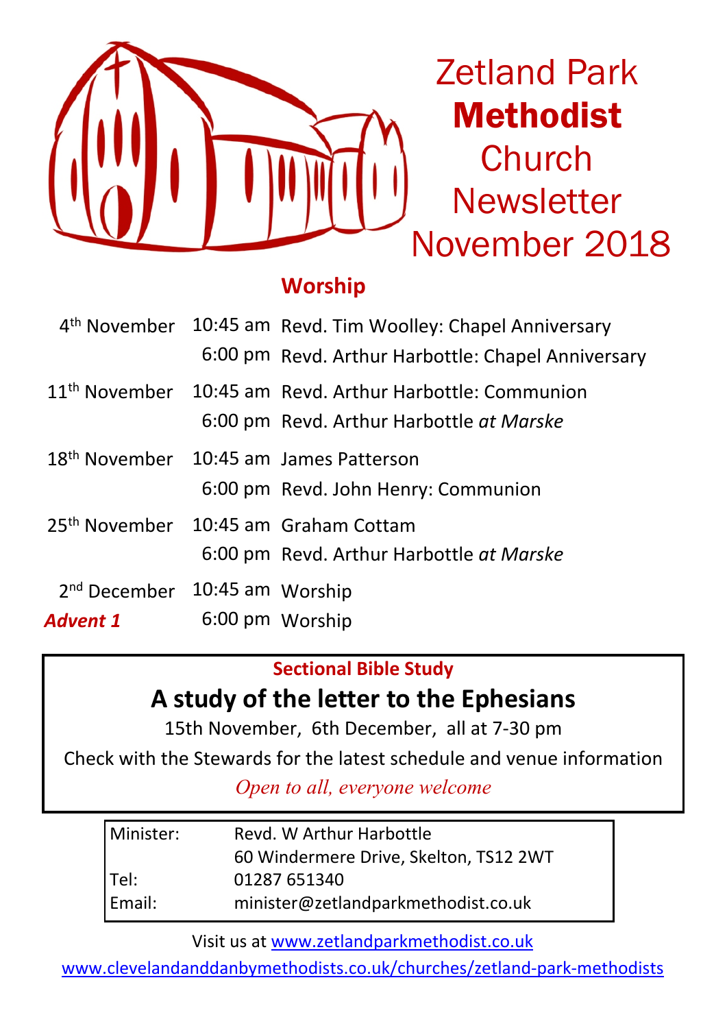# Zetland Park **Methodist** Church Newsletter November 2018

## Worship

| | | |
|---|---|---|
| 4th November | 10:45 am | Revd. Tim Woolley: Chapel Anniversary |
| | 6:00 pm | Revd. Arthur Harbottle: Chapel Anniversary |
| 11th November | 10:45 am | Revd. Arthur Harbottle: Communion |
| | 6:00 pm | Revd. Arthur Harbottle *at Marske* |
| 18th November | 10:45 am | James Patterson |
| | 6:00 pm | Revd. John Henry: Communion |
| 25th November | 10:45 am | Graham Cottam |
| | 6:00 pm | Revd. Arthur Harbottle *at Marske* |
| 2nd December | 10:45 am | Worship |
| ***Advent 1*** | 6:00 pm | Worship |

### Sectional Bible Study

## A study of the letter to the Ephesians

15th November, 6th December, all at 7-30 pm

Check with the Stewards for the latest schedule and venue information

*Open to all, everyone welcome*

| | |
|---|---|
| Minister: | Revd. W Arthur Harbottle |
| | 60 Windermere Drive, Skelton, TS12 2WT |
| Tel: | 01287 651340 |
| Email: | minister@zetlandparkmethodist.co.uk |

Visit us at www.zetlandparkmethodist.co.uk

www.clevelandanddanbymethodists.co.uk/churches/zetland-park-methodists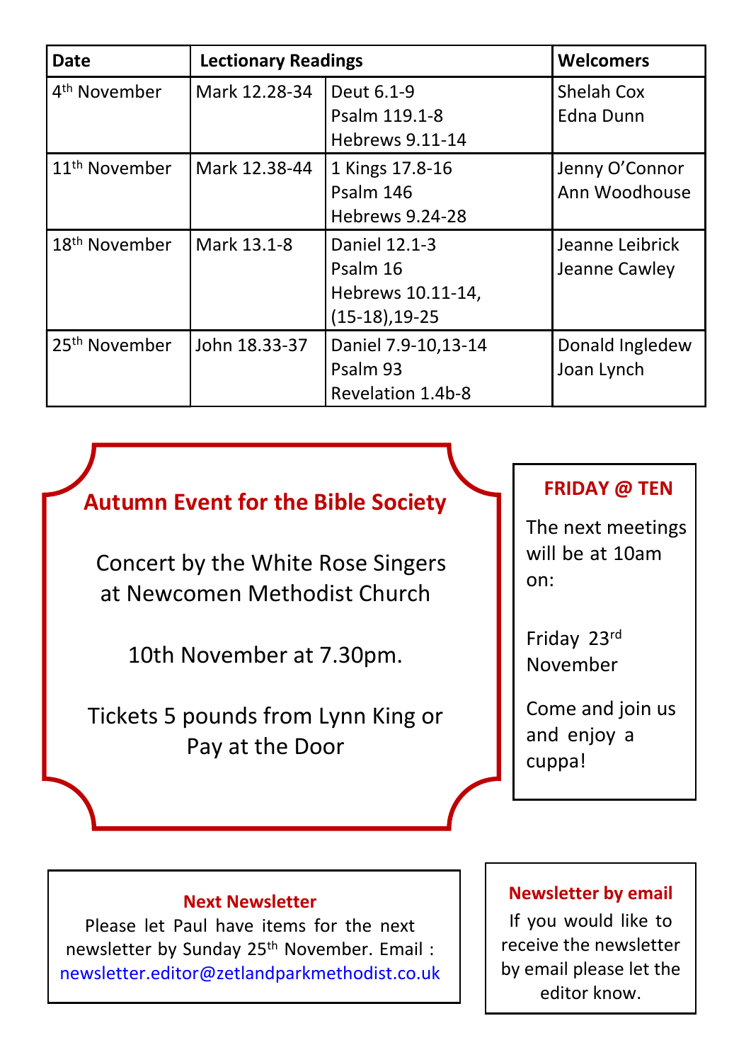| Date | Lectionary Readings | | Welcomers |
|---|---|---|---|
| 4th November | Mark 12.28-34 | Deut 6.1-9<br>Psalm 119.1-8<br>Hebrews 9.11-14 | Shelah Cox<br>Edna Dunn |
| 11th November | Mark 12.38-44 | 1 Kings 17.8-16<br>Psalm 146<br>Hebrews 9.24-28 | Jenny O'Connor<br>Ann Woodhouse |
| 18th November | Mark 13.1-8 | Daniel 12.1-3<br>Psalm 16<br>Hebrews 10.11-14, (15-18),19-25 | Jeanne Leibrick<br>Jeanne Cawley |
| 25th November | John 18.33-37 | Daniel 7.9-10,13-14<br>Psalm 93<br>Revelation 1.4b-8 | Donald Ingledew<br>Joan Lynch |

## Autumn Event for the Bible Society

Concert by the White Rose Singers at Newcomen Methodist Church

10th November at 7.30pm.

Tickets 5 pounds from Lynn King or Pay at the Door

## FRIDAY @ TEN

The next meetings will be at 10am on:

Friday 23rd November

Come and join us and enjoy a cuppa!

## Next Newsletter

Please let Paul have items for the next newsletter by Sunday 25th November. Email : newsletter.editor@zetlandparkmethodist.co.uk

## Newsletter by email

If you would like to receive the newsletter by email please let the editor know.